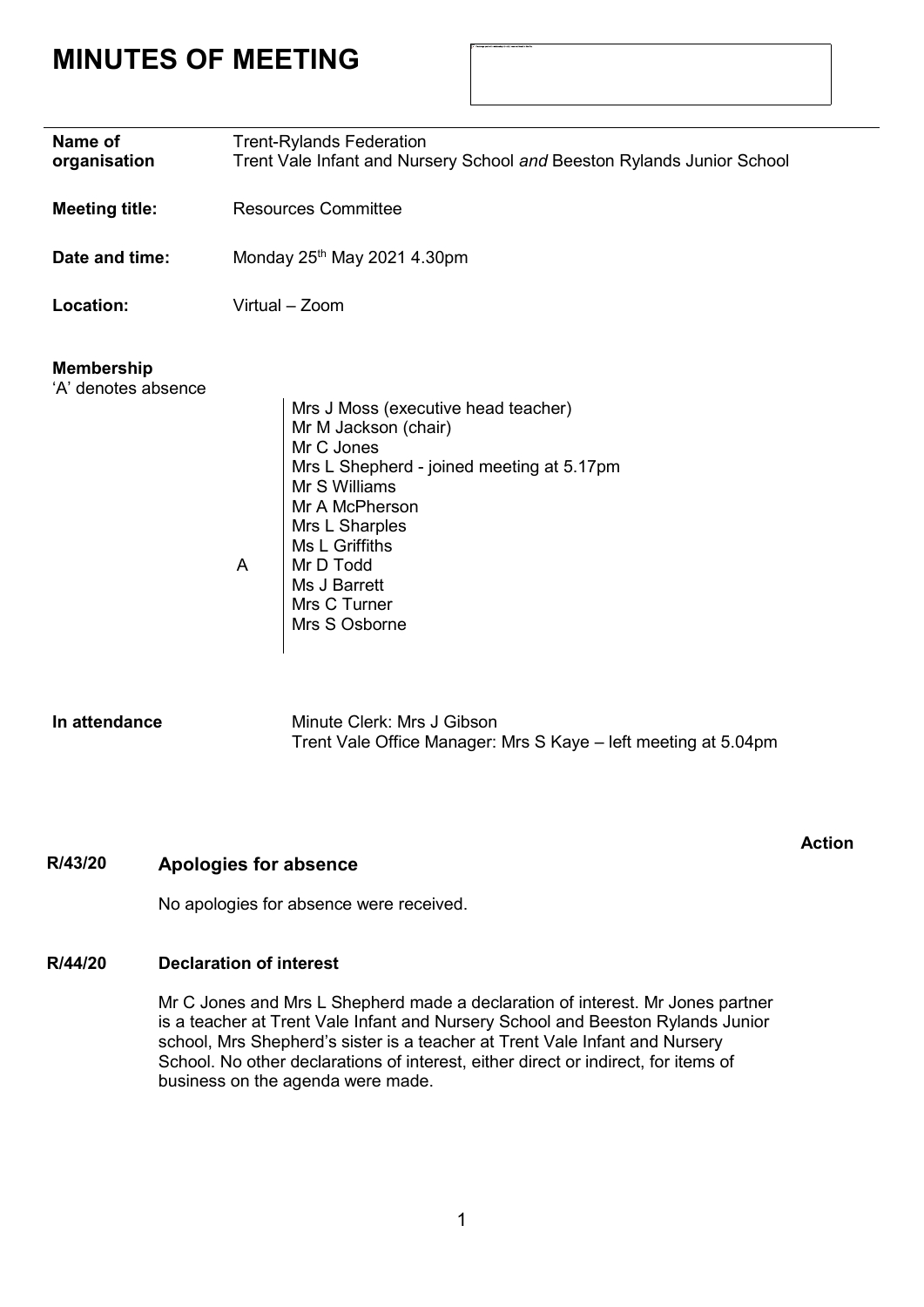# MINUTES OF MEETING

| | |
|---|---|
| **Name of organisation** | Trent-Rylands Federation<br>Trent Vale Infant and Nursery School *and* Beeston Rylands Junior School |
| **Meeting title:** | Resources Committee |
| **Date and time:** | Monday 25th May 2021 4.30pm |
| **Location:** | Virtual – Zoom |

**Membership**
'A' denotes absence

| | |
|---|---|
| | Mrs J Moss (executive head teacher) |
| | Mr M Jackson (chair) |
| | Mr C Jones |
| | Mrs L Shepherd - joined meeting at 5.17pm |
| | Mr S Williams |
| | Mr A McPherson |
| | Mrs L Sharples |
| | Ms L Griffiths |
| A | Mr D Todd |
| | Ms J Barrett |
| | Mrs C Turner |
| | Mrs S Osborne |

**In attendance**

Minute Clerk: Mrs J Gibson
Trent Vale Office Manager: Mrs S Kaye – left meeting at 5.04pm

**Action**

## R/43/20 Apologies for absence

No apologies for absence were received.

## R/44/20 Declaration of interest

Mr C Jones and Mrs L Shepherd made a declaration of interest. Mr Jones partner is a teacher at Trent Vale Infant and Nursery School and Beeston Rylands Junior school, Mrs Shepherd's sister is a teacher at Trent Vale Infant and Nursery School. No other declarations of interest, either direct or indirect, for items of business on the agenda were made.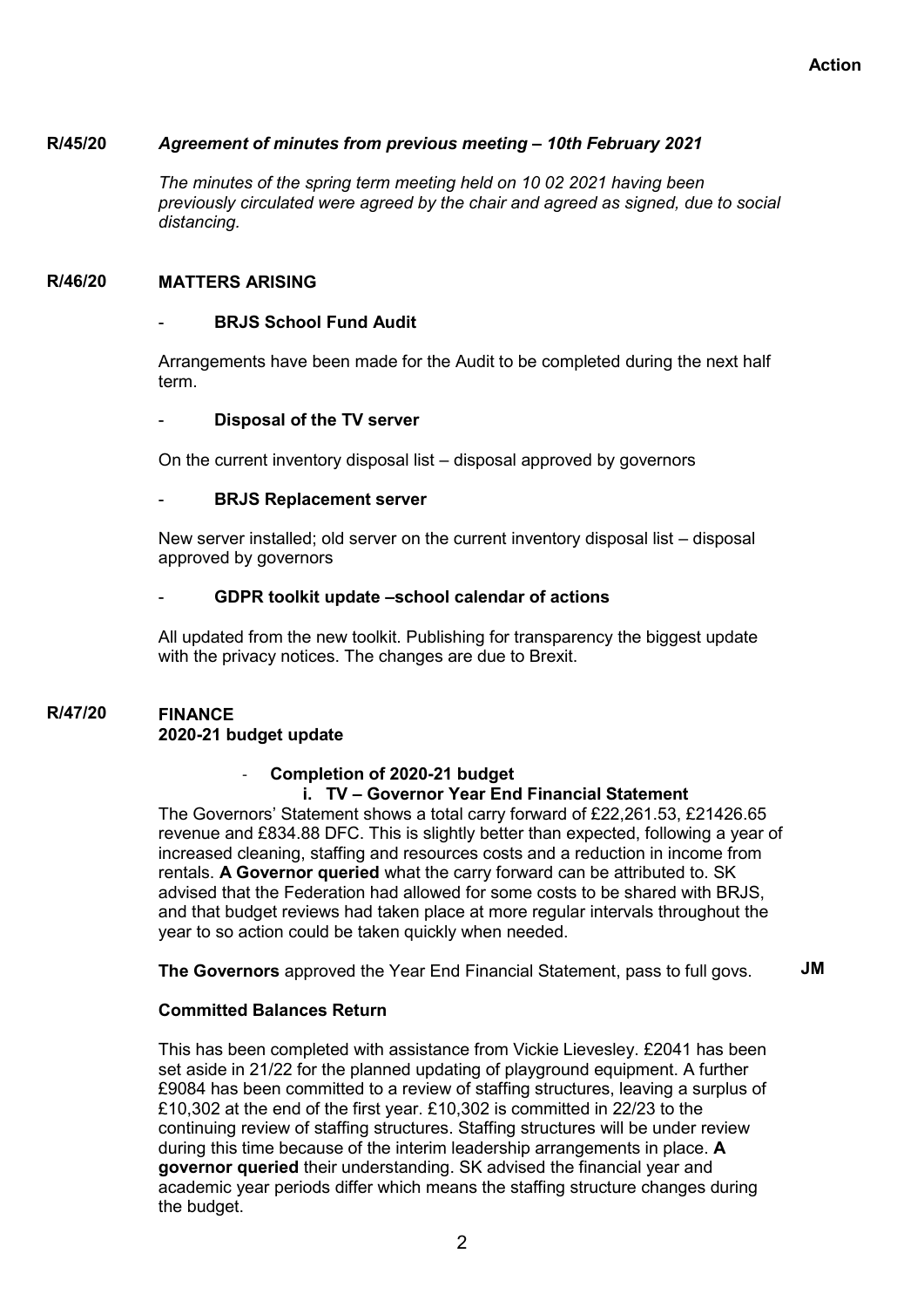**Action**

**R/45/20** ***Agreement of minutes from previous meeting – 10th February 2021***

*The minutes of the spring term meeting held on 10 02 2021 having been previously circulated were agreed by the chair and agreed as signed, due to social distancing.*

**R/46/20** **MATTERS ARISING**

- **BRJS School Fund Audit**

Arrangements have been made for the Audit to be completed during the next half term.

- **Disposal of the TV server**

On the current inventory disposal list – disposal approved by governors

- **BRJS Replacement server**

New server installed; old server on the current inventory disposal list – disposal approved by governors

- **GDPR toolkit update –school calendar of actions**

All updated from the new toolkit. Publishing for transparency the biggest update with the privacy notices. The changes are due to Brexit.

**R/47/20** **FINANCE**
**2020-21 budget update**

- **Completion of 2020-21 budget**
  **i. TV – Governor Year End Financial Statement**

The Governors' Statement shows a total carry forward of £22,261.53, £21426.65 revenue and £834.88 DFC. This is slightly better than expected, following a year of increased cleaning, staffing and resources costs and a reduction in income from rentals. **A Governor queried** what the carry forward can be attributed to. SK advised that the Federation had allowed for some costs to be shared with BRJS, and that budget reviews had taken place at more regular intervals throughout the year to so action could be taken quickly when needed.

**The Governors** approved the Year End Financial Statement, pass to full govs. **JM**

**Committed Balances Return**

This has been completed with assistance from Vickie Lievesley. £2041 has been set aside in 21/22 for the planned updating of playground equipment. A further £9084 has been committed to a review of staffing structures, leaving a surplus of £10,302 at the end of the first year. £10,302 is committed in 22/23 to the continuing review of staffing structures. Staffing structures will be under review during this time because of the interim leadership arrangements in place. **A governor queried** their understanding. SK advised the financial year and academic year periods differ which means the staffing structure changes during the budget.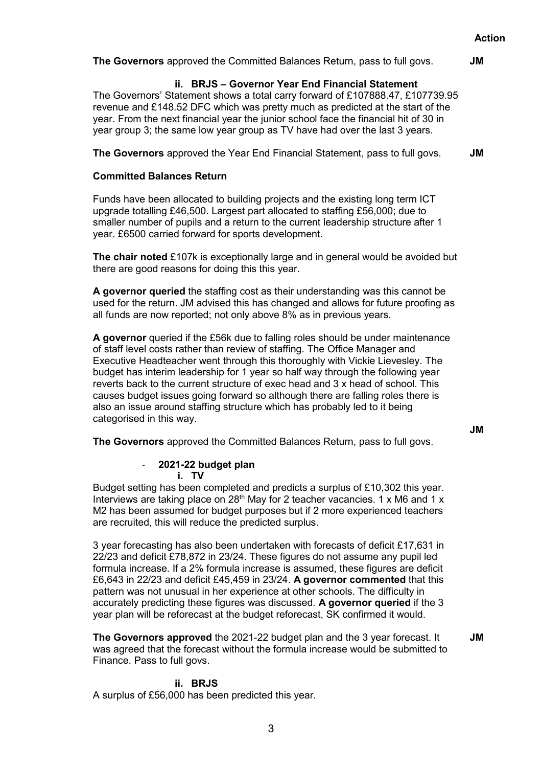**Action**

**The Governors** approved the Committed Balances Return, pass to full govs. **JM**

### ii. BRJS – Governor Year End Financial Statement

The Governors' Statement shows a total carry forward of £107888.47, £107739.95 revenue and £148.52 DFC which was pretty much as predicted at the start of the year. From the next financial year the junior school face the financial hit of 30 in year group 3; the same low year group as TV have had over the last 3 years.

**The Governors** approved the Year End Financial Statement, pass to full govs. **JM**

### Committed Balances Return

Funds have been allocated to building projects and the existing long term ICT upgrade totalling £46,500. Largest part allocated to staffing £56,000; due to smaller number of pupils and a return to the current leadership structure after 1 year. £6500 carried forward for sports development.

**The chair noted** £107k is exceptionally large and in general would be avoided but there are good reasons for doing this this year.

**A governor queried** the staffing cost as their understanding was this cannot be used for the return. JM advised this has changed and allows for future proofing as all funds are now reported; not only above 8% as in previous years.

**A governor** queried if the £56k due to falling roles should be under maintenance of staff level costs rather than review of staffing. The Office Manager and Executive Headteacher went through this thoroughly with Vickie Lievesley. The budget has interim leadership for 1 year so half way through the following year reverts back to the current structure of exec head and 3 x head of school. This causes budget issues going forward so although there are falling roles there is also an issue around staffing structure which has probably led to it being categorised in this way.

**The Governors** approved the Committed Balances Return, pass to full govs. **JM**

- **2021-22 budget plan**

### i. TV

Budget setting has been completed and predicts a surplus of £10,302 this year. Interviews are taking place on 28th May for 2 teacher vacancies. 1 x M6 and 1 x M2 has been assumed for budget purposes but if 2 more experienced teachers are recruited, this will reduce the predicted surplus.

3 year forecasting has also been undertaken with forecasts of deficit £17,631 in 22/23 and deficit £78,872 in 23/24. These figures do not assume any pupil led formula increase. If a 2% formula increase is assumed, these figures are deficit £6,643 in 22/23 and deficit £45,459 in 23/24. **A governor commented** that this pattern was not unusual in her experience at other schools. The difficulty in accurately predicting these figures was discussed. **A governor queried** if the 3 year plan will be reforecast at the budget reforecast, SK confirmed it would.

**The Governors approved** the 2021-22 budget plan and the 3 year forecast. It was agreed that the forecast without the formula increase would be submitted to Finance. Pass to full govs. **JM**

### ii. BRJS

A surplus of £56,000 has been predicted this year.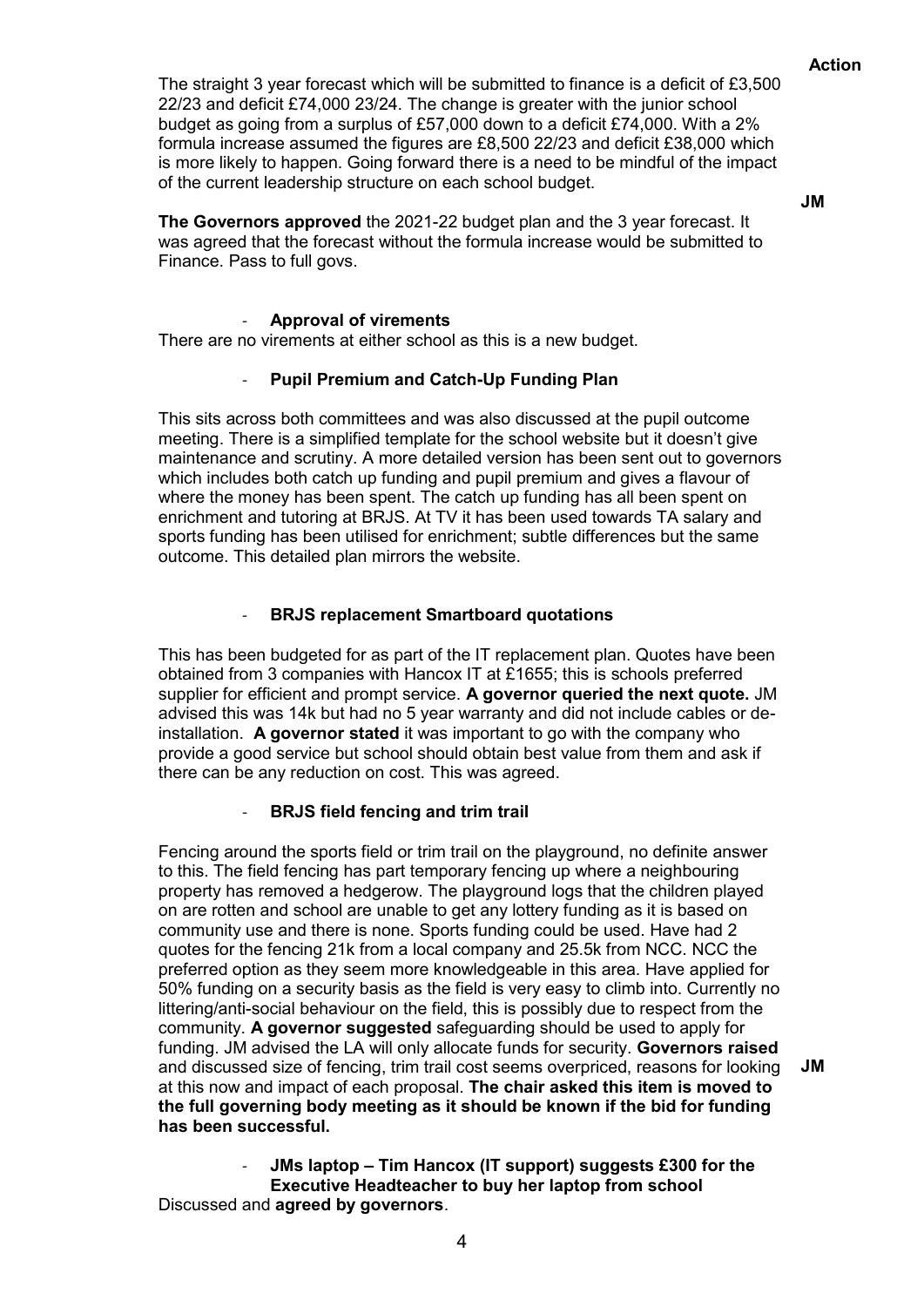**Action**

The straight 3 year forecast which will be submitted to finance is a deficit of £3,500 22/23 and deficit £74,000 23/24. The change is greater with the junior school budget as going from a surplus of £57,000 down to a deficit £74,000. With a 2% formula increase assumed the figures are £8,500 22/23 and deficit £38,000 which is more likely to happen. Going forward there is a need to be mindful of the impact of the current leadership structure on each school budget.

**JM**

**The Governors approved** the 2021-22 budget plan and the 3 year forecast. It was agreed that the forecast without the formula increase would be submitted to Finance. Pass to full govs.

- **Approval of virements**

There are no virements at either school as this is a new budget.

- **Pupil Premium and Catch-Up Funding Plan**

This sits across both committees and was also discussed at the pupil outcome meeting. There is a simplified template for the school website but it doesn't give maintenance and scrutiny. A more detailed version has been sent out to governors which includes both catch up funding and pupil premium and gives a flavour of where the money has been spent. The catch up funding has all been spent on enrichment and tutoring at BRJS. At TV it has been used towards TA salary and sports funding has been utilised for enrichment; subtle differences but the same outcome. This detailed plan mirrors the website.

- **BRJS replacement Smartboard quotations**

This has been budgeted for as part of the IT replacement plan. Quotes have been obtained from 3 companies with Hancox IT at £1655; this is schools preferred supplier for efficient and prompt service. **A governor queried the next quote.** JM advised this was 14k but had no 5 year warranty and did not include cables or de-installation. **A governor stated** it was important to go with the company who provide a good service but school should obtain best value from them and ask if there can be any reduction on cost. This was agreed.

- **BRJS field fencing and trim trail**

Fencing around the sports field or trim trail on the playground, no definite answer to this. The field fencing has part temporary fencing up where a neighbouring property has removed a hedgerow. The playground logs that the children played on are rotten and school are unable to get any lottery funding as it is based on community use and there is none. Sports funding could be used. Have had 2 quotes for the fencing 21k from a local company and 25.5k from NCC. NCC the preferred option as they seem more knowledgeable in this area. Have applied for 50% funding on a security basis as the field is very easy to climb into. Currently no littering/anti-social behaviour on the field, this is possibly due to respect from the community. **A governor suggested** safeguarding should be used to apply for funding. JM advised the LA will only allocate funds for security. **Governors raised** and discussed size of fencing, trim trail cost seems overpriced, reasons for looking at this now and impact of each proposal. **The chair asked this item is moved to the full governing body meeting as it should be known if the bid for funding has been successful.**

**JM**

- **JMs laptop – Tim Hancox (IT support) suggests £300 for the Executive Headteacher to buy her laptop from school**

Discussed and **agreed by governors**.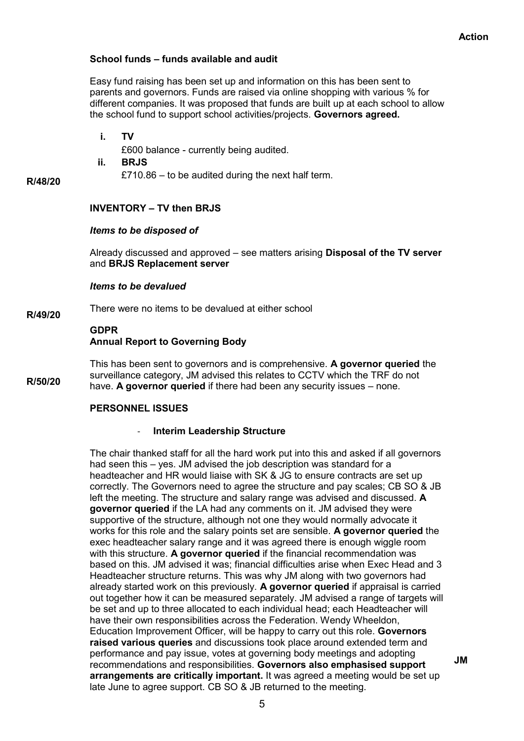**Action**

**School funds – funds available and audit**

Easy fund raising has been set up and information on this has been sent to parents and governors. Funds are raised via online shopping with various % for different companies. It was proposed that funds are built up at each school to allow the school fund to support school activities/projects. **Governors agreed.**

- **i. TV**
  £600 balance - currently being audited.
- **ii. BRJS**
  £710.86 – to be audited during the next half term.

**R/48/20**

**INVENTORY – TV then BRJS**

***Items to be disposed of***

Already discussed and approved – see matters arising **Disposal of the TV server** and **BRJS Replacement server**

***Items to be devalued***

There were no items to be devalued at either school

**R/49/20**

**GDPR**
**Annual Report to Governing Body**

This has been sent to governors and is comprehensive. **A governor queried** the surveillance category, JM advised this relates to CCTV which the TRF do not have. **A governor queried** if there had been any security issues – none.

**R/50/20**

**PERSONNEL ISSUES**

- **Interim Leadership Structure**

The chair thanked staff for all the hard work put into this and asked if all governors had seen this – yes. JM advised the job description was standard for a headteacher and HR would liaise with SK & JG to ensure contracts are set up correctly. The Governors need to agree the structure and pay scales; CB SO & JB left the meeting. The structure and salary range was advised and discussed. **A governor queried** if the LA had any comments on it. JM advised they were supportive of the structure, although not one they would normally advocate it works for this role and the salary points set are sensible. **A governor queried** the exec headteacher salary range and it was agreed there is enough wiggle room with this structure. **A governor queried** if the financial recommendation was based on this. JM advised it was; financial difficulties arise when Exec Head and 3 Headteacher structure returns. This was why JM along with two governors had already started work on this previously. **A governor queried** if appraisal is carried out together how it can be measured separately. JM advised a range of targets will be set and up to three allocated to each individual head; each Headteacher will have their own responsibilities across the Federation. Wendy Wheeldon, Education Improvement Officer, will be happy to carry out this role. **Governors raised various queries** and discussions took place around extended term and performance and pay issue, votes at governing body meetings and adopting recommendations and responsibilities. **Governors also emphasised support arrangements are critically important.** It was agreed a meeting would be set up late June to agree support. CB SO & JB returned to the meeting.

**JM**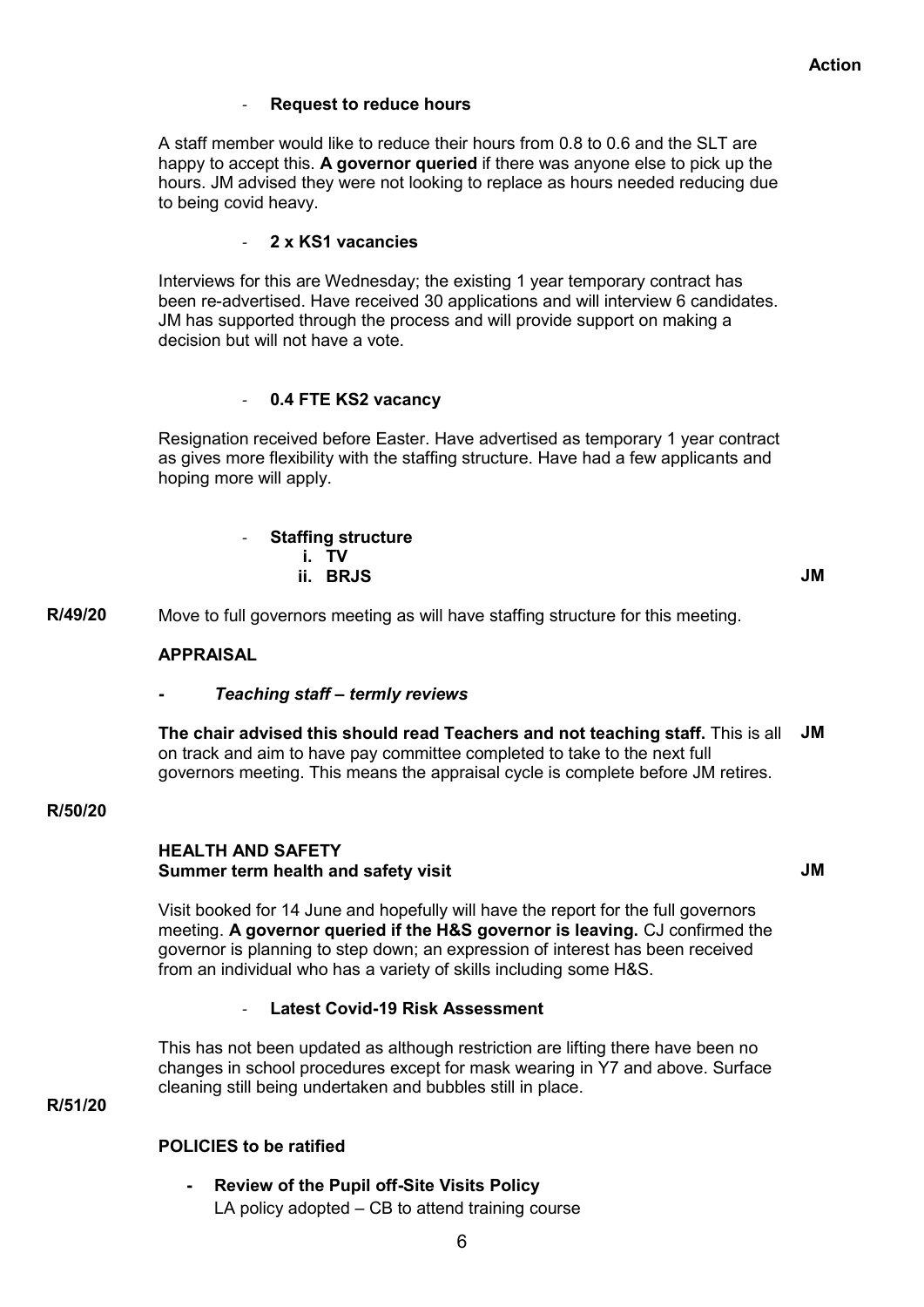**Action**

- **Request to reduce hours**

A staff member would like to reduce their hours from 0.8 to 0.6 and the SLT are happy to accept this. **A governor queried** if there was anyone else to pick up the hours. JM advised they were not looking to replace as hours needed reducing due to being covid heavy.

- **2 x KS1 vacancies**

Interviews for this are Wednesday; the existing 1 year temporary contract has been re-advertised. Have received 30 applications and will interview 6 candidates. JM has supported through the process and will provide support on making a decision but will not have a vote.

- **0.4 FTE KS2 vacancy**

Resignation received before Easter. Have advertised as temporary 1 year contract as gives more flexibility with the staffing structure. Have had a few applicants and hoping more will apply.

- **Staffing structure**
  i. **TV**
  ii. **BRJS** — **JM**

Move to full governors meeting as will have staffing structure for this meeting.

**R/49/20** **APPRAISAL**

- ***Teaching staff – termly reviews***

**The chair advised this should read Teachers and not teaching staff.** This is all on track and aim to have pay committee completed to take to the next full governors meeting. This means the appraisal cycle is complete before JM retires. — **JM**

**R/50/20**

**HEALTH AND SAFETY**
**Summer term health and safety visit** — **JM**

Visit booked for 14 June and hopefully will have the report for the full governors meeting. **A governor queried if the H&S governor is leaving.** CJ confirmed the governor is planning to step down; an expression of interest has been received from an individual who has a variety of skills including some H&S.

- **Latest Covid-19 Risk Assessment**

This has not been updated as although restriction are lifting there have been no changes in school procedures except for mask wearing in Y7 and above. Surface cleaning still being undertaken and bubbles still in place.

**R/51/20**

**POLICIES to be ratified**

- **Review of the Pupil off-Site Visits Policy**
  LA policy adopted – CB to attend training course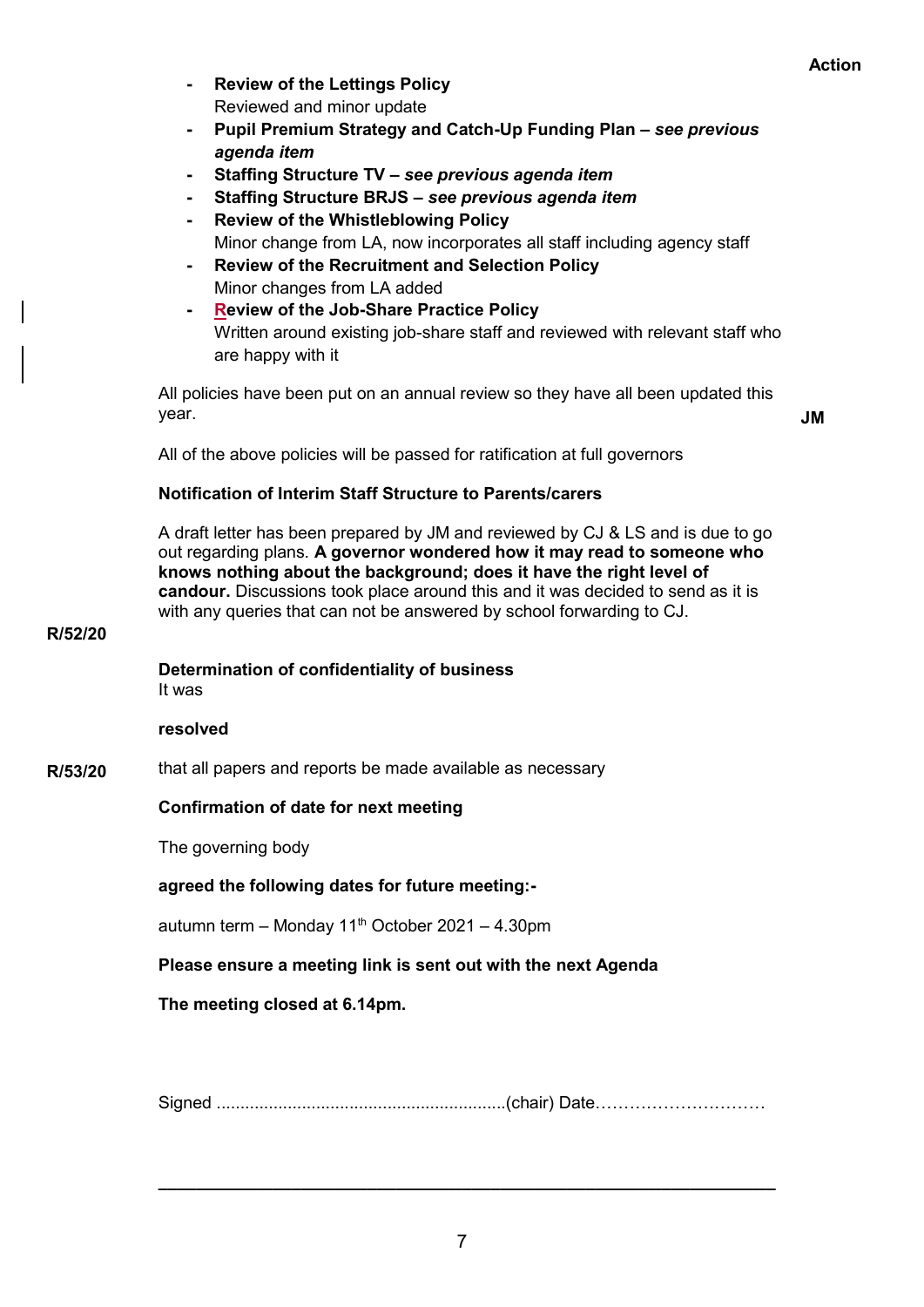**Action**

- **Review of the Lettings Policy**
  Reviewed and minor update
- **Pupil Premium Strategy and Catch-Up Funding Plan –** ***see previous agenda item***
- **Staffing Structure TV –** ***see previous agenda item***
- **Staffing Structure BRJS –** ***see previous agenda item***
- **Review of the Whistleblowing Policy**
  Minor change from LA, now incorporates all staff including agency staff
- **Review of the Recruitment and Selection Policy**
  Minor changes from LA added
- **Review of the Job-Share Practice Policy**
  Written around existing job-share staff and reviewed with relevant staff who are happy with it

All policies have been put on an annual review so they have all been updated this year. **JM**

All of the above policies will be passed for ratification at full governors

**Notification of Interim Staff Structure to Parents/carers**

A draft letter has been prepared by JM and reviewed by CJ & LS and is due to go out regarding plans. **A governor wondered how it may read to someone who knows nothing about the background; does it have the right level of candour.** Discussions took place around this and it was decided to send as it is with any queries that can not be answered by school forwarding to CJ.

**R/52/20**

**Determination of confidentiality of business**

It was

**resolved**

that all papers and reports be made available as necessary

**R/53/20**

**Confirmation of date for next meeting**

The governing body

**agreed the following dates for future meeting:-**

autumn term – Monday 11th October 2021 – 4.30pm

**Please ensure a meeting link is sent out with the next Agenda**

**The meeting closed at 6.14pm.**

Signed ............................................................(chair) Date…………………………